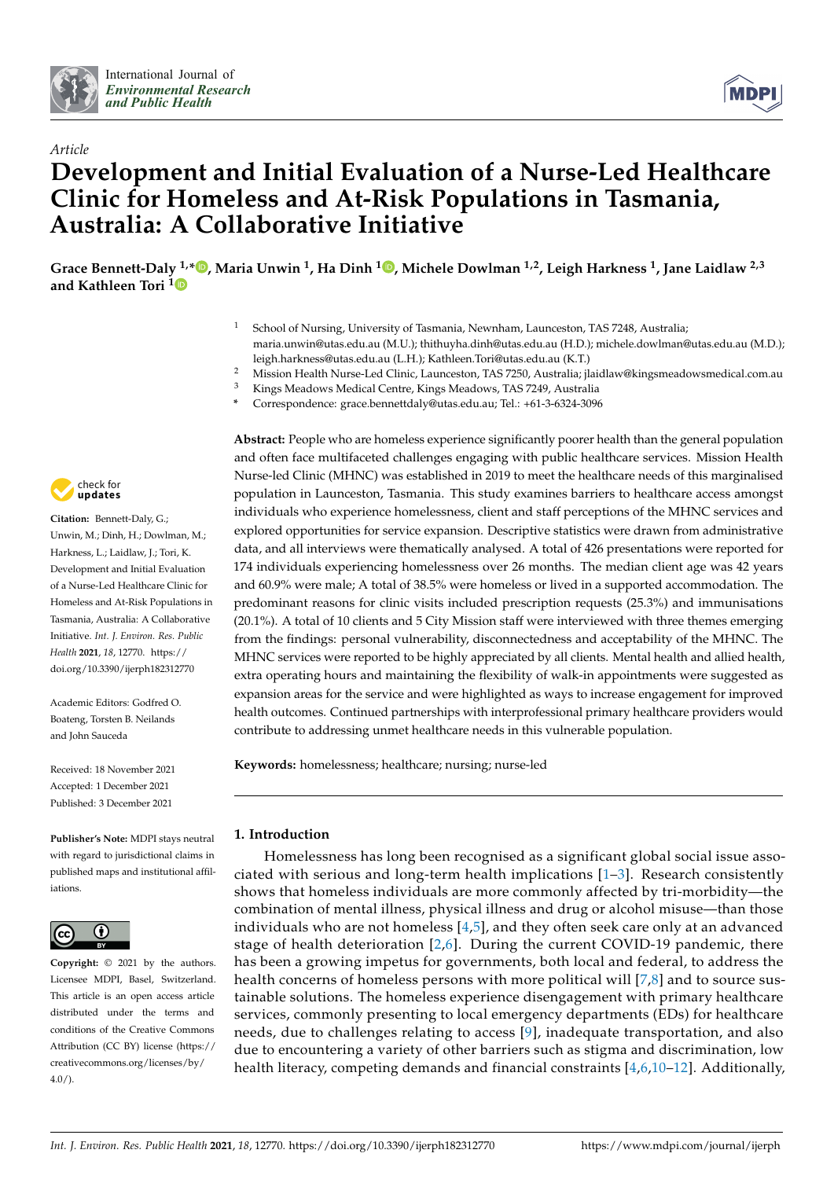*Article*

# Development and Initial Evaluation of a Nurse-Led Healthcare Clinic for Homeless and At-Risk Populations in Tasmania, Australia: A Collaborative Initiative

**Grace Bennett-Daly [1,*], Maria Unwin [1], Ha Dinh [1], Michele Dowlman [1,2], Leigh Harkness [1], Jane Laidlaw [2,3] and Kathleen Tori [1]**

[1] School of Nursing, University of Tasmania, Newnham, Launceston, TAS 7248, Australia; maria.unwin@utas.edu.au (M.U.); thithuyha.dinh@utas.edu.au (H.D.); michele.dowlman@utas.edu.au (M.D.); leigh.harkness@utas.edu.au (L.H.); Kathleen.Tori@utas.edu.au (K.T.)
[2] Mission Health Nurse-Led Clinic, Launceston, TAS 7250, Australia; jlaidlaw@kingsmeadowsmedical.com.au
[3] Kings Meadows Medical Centre, Kings Meadows, TAS 7249, Australia
[*] Correspondence: grace.bennettdaly@utas.edu.au; Tel.: +61-3-6324-3096

**Citation:** Bennett-Daly, G.; Unwin, M.; Dinh, H.; Dowlman, M.; Harkness, L.; Laidlaw, J.; Tori, K. Development and Initial Evaluation of a Nurse-Led Healthcare Clinic for Homeless and At-Risk Populations in Tasmania, Australia: A Collaborative Initiative. *Int. J. Environ. Res. Public Health* **2021**, *18*, 12770. https://doi.org/10.3390/ijerph182312770

Academic Editors: Godfred O. Boateng, Torsten B. Neilands and John Sauceda

Received: 18 November 2021
Accepted: 1 December 2021
Published: 3 December 2021

**Publisher's Note:** MDPI stays neutral with regard to jurisdictional claims in published maps and institutional affiliations.

**Copyright:** © 2021 by the authors. Licensee MDPI, Basel, Switzerland. This article is an open access article distributed under the terms and conditions of the Creative Commons Attribution (CC BY) license (https://creativecommons.org/licenses/by/4.0/).

**Abstract:** People who are homeless experience significantly poorer health than the general population and often face multifaceted challenges engaging with public healthcare services. Mission Health Nurse-led Clinic (MHNC) was established in 2019 to meet the healthcare needs of this marginalised population in Launceston, Tasmania. This study examines barriers to healthcare access amongst individuals who experience homelessness, client and staff perceptions of the MHNC services and explored opportunities for service expansion. Descriptive statistics were drawn from administrative data, and all interviews were thematically analysed. A total of 426 presentations were reported for 174 individuals experiencing homelessness over 26 months. The median client age was 42 years and 60.9% were male; A total of 38.5% were homeless or lived in a supported accommodation. The predominant reasons for clinic visits included prescription requests (25.3%) and immunisations (20.1%). A total of 10 clients and 5 City Mission staff were interviewed with three themes emerging from the findings: personal vulnerability, disconnectedness and acceptability of the MHNC. The MHNC services were reported to be highly appreciated by all clients. Mental health and allied health, extra operating hours and maintaining the flexibility of walk-in appointments were suggested as expansion areas for the service and were highlighted as ways to increase engagement for improved health outcomes. Continued partnerships with interprofessional primary healthcare providers would contribute to addressing unmet healthcare needs in this vulnerable population.

**Keywords:** homelessness; healthcare; nursing; nurse-led

## 1. Introduction

Homelessness has long been recognised as a significant global social issue associated with serious and long-term health implications [1–3]. Research consistently shows that homeless individuals are more commonly affected by tri-morbidity—the combination of mental illness, physical illness and drug or alcohol misuse—than those individuals who are not homeless [4,5], and they often seek care only at an advanced stage of health deterioration [2,6]. During the current COVID-19 pandemic, there has been a growing impetus for governments, both local and federal, to address the health concerns of homeless persons with more political will [7,8] and to source sustainable solutions. The homeless experience disengagement with primary healthcare services, commonly presenting to local emergency departments (EDs) for healthcare needs, due to challenges relating to access [9], inadequate transportation, and also due to encountering a variety of other barriers such as stigma and discrimination, low health literacy, competing demands and financial constraints [4,6,10–12]. Additionally,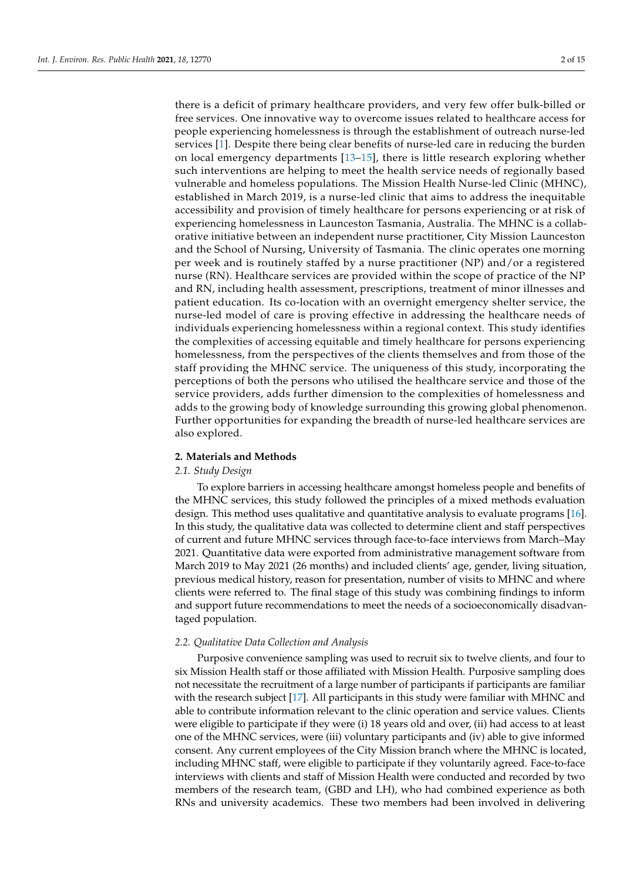there is a deficit of primary healthcare providers, and very few offer bulk-billed or free services. One innovative way to overcome issues related to healthcare access for people experiencing homelessness is through the establishment of outreach nurse-led services [1]. Despite there being clear benefits of nurse-led care in reducing the burden on local emergency departments [13–15], there is little research exploring whether such interventions are helping to meet the health service needs of regionally based vulnerable and homeless populations. The Mission Health Nurse-led Clinic (MHNC), established in March 2019, is a nurse-led clinic that aims to address the inequitable accessibility and provision of timely healthcare for persons experiencing or at risk of experiencing homelessness in Launceston Tasmania, Australia. The MHNC is a collaborative initiative between an independent nurse practitioner, City Mission Launceston and the School of Nursing, University of Tasmania. The clinic operates one morning per week and is routinely staffed by a nurse practitioner (NP) and/or a registered nurse (RN). Healthcare services are provided within the scope of practice of the NP and RN, including health assessment, prescriptions, treatment of minor illnesses and patient education. Its co-location with an overnight emergency shelter service, the nurse-led model of care is proving effective in addressing the healthcare needs of individuals experiencing homelessness within a regional context. This study identifies the complexities of accessing equitable and timely healthcare for persons experiencing homelessness, from the perspectives of the clients themselves and from those of the staff providing the MHNC service. The uniqueness of this study, incorporating the perceptions of both the persons who utilised the healthcare service and those of the service providers, adds further dimension to the complexities of homelessness and adds to the growing body of knowledge surrounding this growing global phenomenon. Further opportunities for expanding the breadth of nurse-led healthcare services are also explored.

## 2. Materials and Methods

### *2.1. Study Design*

To explore barriers in accessing healthcare amongst homeless people and benefits of the MHNC services, this study followed the principles of a mixed methods evaluation design. This method uses qualitative and quantitative analysis to evaluate programs [16]. In this study, the qualitative data was collected to determine client and staff perspectives of current and future MHNC services through face-to-face interviews from March–May 2021. Quantitative data were exported from administrative management software from March 2019 to May 2021 (26 months) and included clients' age, gender, living situation, previous medical history, reason for presentation, number of visits to MHNC and where clients were referred to. The final stage of this study was combining findings to inform and support future recommendations to meet the needs of a socioeconomically disadvantaged population.

### *2.2. Qualitative Data Collection and Analysis*

Purposive convenience sampling was used to recruit six to twelve clients, and four to six Mission Health staff or those affiliated with Mission Health. Purposive sampling does not necessitate the recruitment of a large number of participants if participants are familiar with the research subject [17]. All participants in this study were familiar with MHNC and able to contribute information relevant to the clinic operation and service values. Clients were eligible to participate if they were (i) 18 years old and over, (ii) had access to at least one of the MHNC services, were (iii) voluntary participants and (iv) able to give informed consent. Any current employees of the City Mission branch where the MHNC is located, including MHNC staff, were eligible to participate if they voluntarily agreed. Face-to-face interviews with clients and staff of Mission Health were conducted and recorded by two members of the research team, (GBD and LH), who had combined experience as both RNs and university academics. These two members had been involved in delivering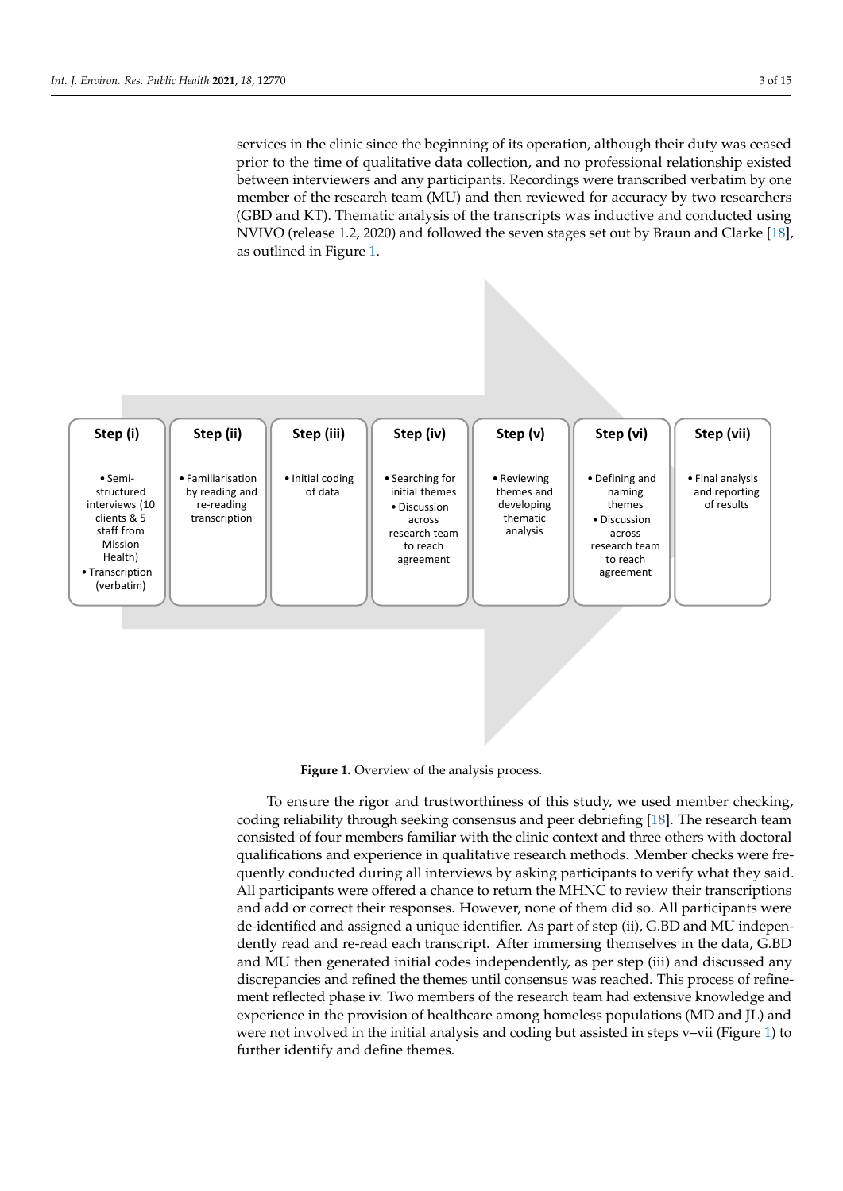services in the clinic since the beginning of its operation, although their duty was ceased prior to the time of qualitative data collection, and no professional relationship existed between interviewers and any participants. Recordings were transcribed verbatim by one member of the research team (MU) and then reviewed for accuracy by two researchers (GBD and KT). Thematic analysis of the transcripts was inductive and conducted using NVIVO (release 1.2, 2020) and followed the seven stages set out by Braun and Clarke [18], as outlined in Figure 1.

| Step (i) | Step (ii) | Step (iii) | Step (iv) | Step (v) | Step (vi) | Step (vii) |
|---|---|---|---|---|---|---|
| • Semi-structured interviews (10 clients & 5 staff from Mission Health) • Transcription (verbatim) | • Familiarisation by reading and re-reading transcription | • Initial coding of data | • Searching for initial themes • Discussion across research team to reach agreement | • Reviewing themes and developing thematic analysis | • Defining and naming themes • Discussion across research team to reach agreement | • Final analysis and reporting of results |

**Figure 1.** Overview of the analysis process.

To ensure the rigor and trustworthiness of this study, we used member checking, coding reliability through seeking consensus and peer debriefing [18]. The research team consisted of four members familiar with the clinic context and three others with doctoral qualifications and experience in qualitative research methods. Member checks were frequently conducted during all interviews by asking participants to verify what they said. All participants were offered a chance to return the MHNC to review their transcriptions and add or correct their responses. However, none of them did so. All participants were de-identified and assigned a unique identifier. As part of step (ii), G.BD and MU independently read and re-read each transcript. After immersing themselves in the data, G.BD and MU then generated initial codes independently, as per step (iii) and discussed any discrepancies and refined the themes until consensus was reached. This process of refinement reflected phase iv. Two members of the research team had extensive knowledge and experience in the provision of healthcare among homeless populations (MD and JL) and were not involved in the initial analysis and coding but assisted in steps v–vii (Figure 1) to further identify and define themes.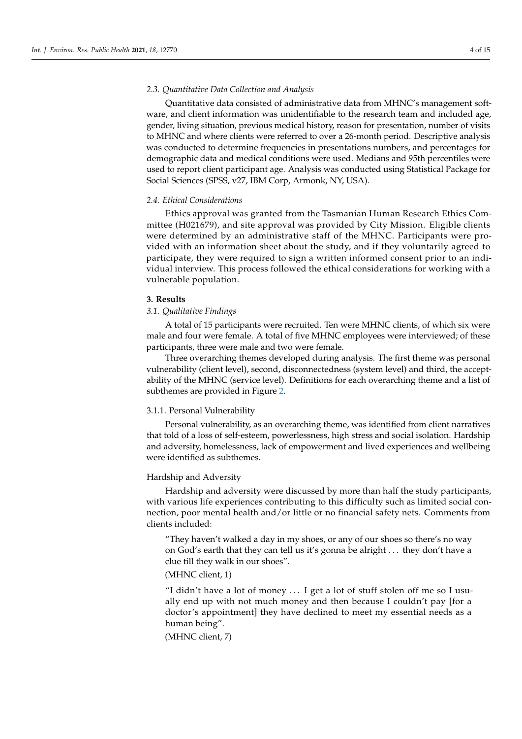### 2.3. Quantitative Data Collection and Analysis

Quantitative data consisted of administrative data from MHNC's management software, and client information was unidentifiable to the research team and included age, gender, living situation, previous medical history, reason for presentation, number of visits to MHNC and where clients were referred to over a 26-month period. Descriptive analysis was conducted to determine frequencies in presentations numbers, and percentages for demographic data and medical conditions were used. Medians and 95th percentiles were used to report client participant age. Analysis was conducted using Statistical Package for Social Sciences (SPSS, v27, IBM Corp, Armonk, NY, USA).

### 2.4. Ethical Considerations

Ethics approval was granted from the Tasmanian Human Research Ethics Committee (H021679), and site approval was provided by City Mission. Eligible clients were determined by an administrative staff of the MHNC. Participants were provided with an information sheet about the study, and if they voluntarily agreed to participate, they were required to sign a written informed consent prior to an individual interview. This process followed the ethical considerations for working with a vulnerable population.

## 3. Results

### 3.1. Qualitative Findings

A total of 15 participants were recruited. Ten were MHNC clients, of which six were male and four were female. A total of five MHNC employees were interviewed; of these participants, three were male and two were female.

Three overarching themes developed during analysis. The first theme was personal vulnerability (client level), second, disconnectedness (system level) and third, the acceptability of the MHNC (service level). Definitions for each overarching theme and a list of subthemes are provided in Figure 2.

#### 3.1.1. Personal Vulnerability

Personal vulnerability, as an overarching theme, was identified from client narratives that told of a loss of self-esteem, powerlessness, high stress and social isolation. Hardship and adversity, homelessness, lack of empowerment and lived experiences and wellbeing were identified as subthemes.

##### Hardship and Adversity

Hardship and adversity were discussed by more than half the study participants, with various life experiences contributing to this difficulty such as limited social connection, poor mental health and/or little or no financial safety nets. Comments from clients included:

> "They haven't walked a day in my shoes, or any of our shoes so there's no way on God's earth that they can tell us it's gonna be alright ... they don't have a clue till they walk in our shoes".
>
> (MHNC client, 1)

> "I didn't have a lot of money ... I get a lot of stuff stolen off me so I usually end up with not much money and then because I couldn't pay [for a doctor's appointment] they have declined to meet my essential needs as a human being".
>
> (MHNC client, 7)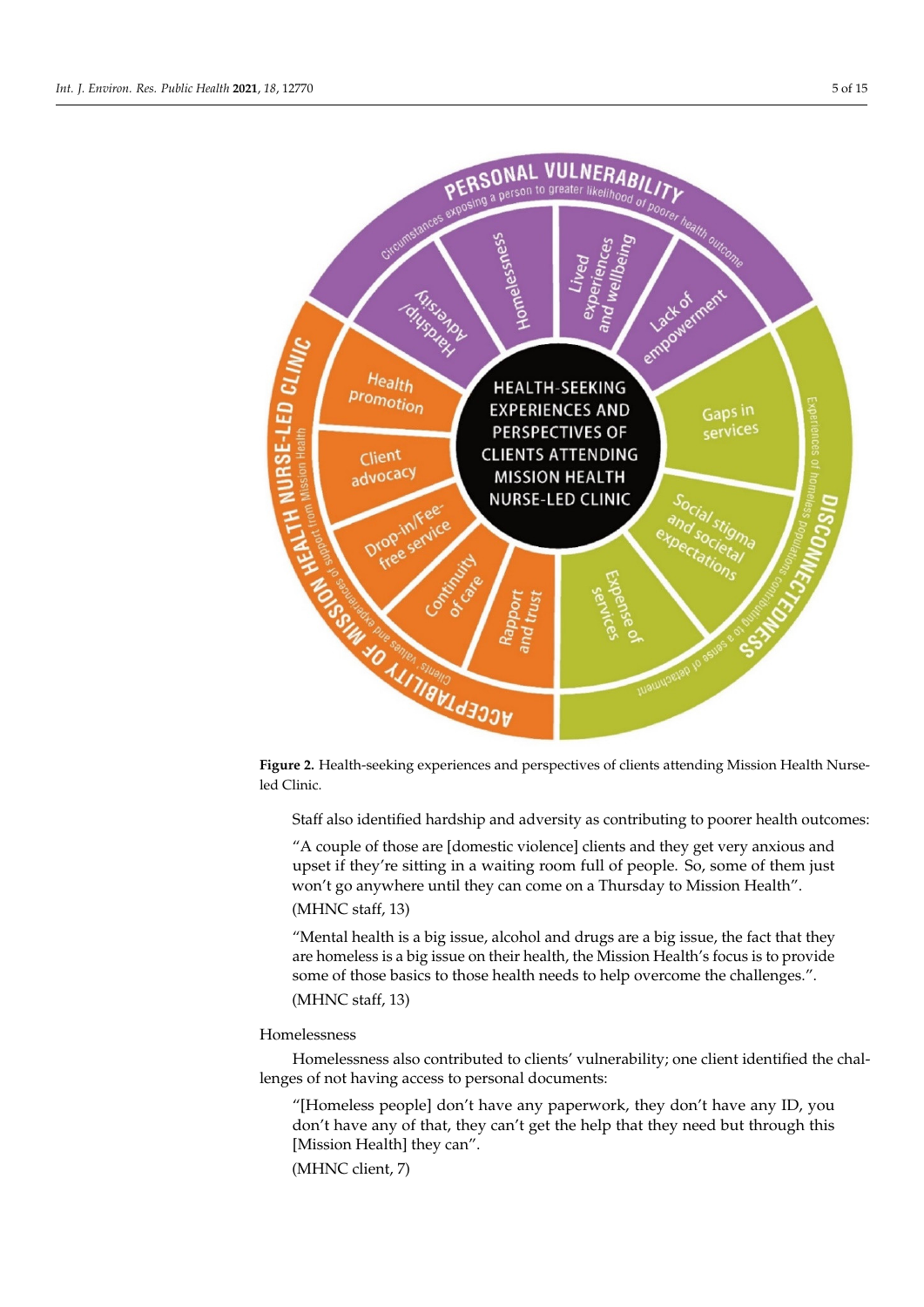**Figure 2.** Health-seeking experiences and perspectives of clients attending Mission Health Nurse-led Clinic.

Staff also identified hardship and adversity as contributing to poorer health outcomes:

"A couple of those are [domestic violence] clients and they get very anxious and upset if they're sitting in a waiting room full of people. So, some of them just won't go anywhere until they can come on a Thursday to Mission Health".

(MHNC staff, 13)

"Mental health is a big issue, alcohol and drugs are a big issue, the fact that they are homeless is a big issue on their health, the Mission Health's focus is to provide some of those basics to those health needs to help overcome the challenges.".

(MHNC staff, 13)

Homelessness

Homelessness also contributed to clients' vulnerability; one client identified the challenges of not having access to personal documents:

"[Homeless people] don't have any paperwork, they don't have any ID, you don't have any of that, they can't get the help that they need but through this [Mission Health] they can".

(MHNC client, 7)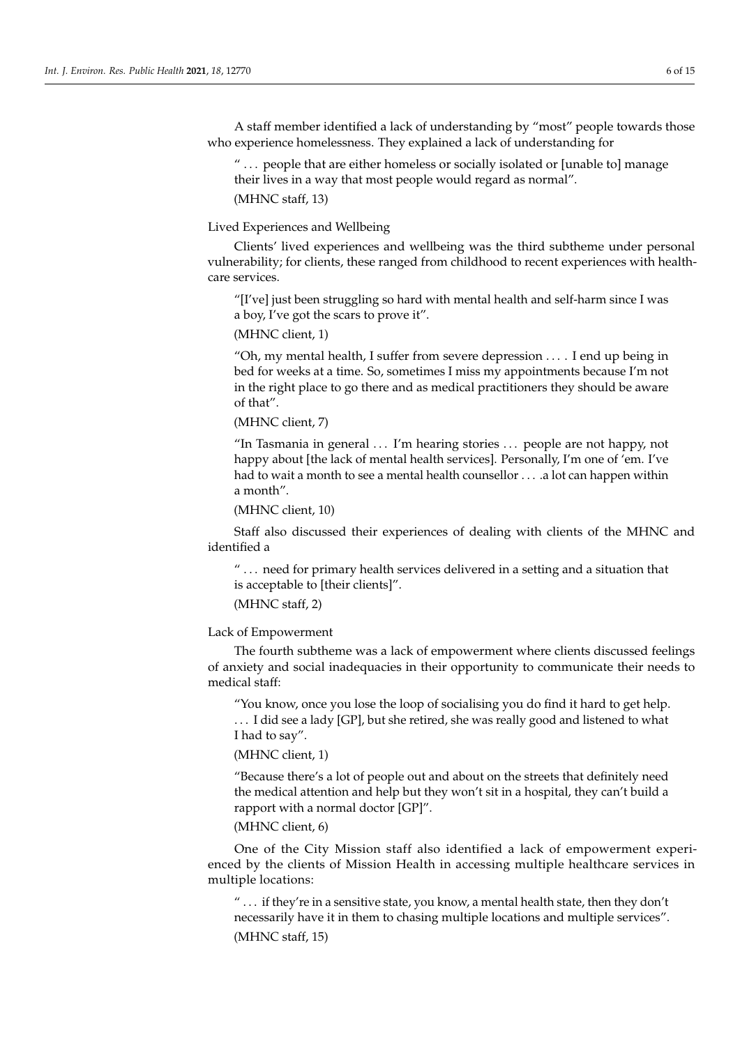A staff member identified a lack of understanding by "most" people towards those who experience homelessness. They explained a lack of understanding for

> " . . . people that are either homeless or socially isolated or [unable to] manage their lives in a way that most people would regard as normal".
>
> (MHNC staff, 13)

#### Lived Experiences and Wellbeing

Clients' lived experiences and wellbeing was the third subtheme under personal vulnerability; for clients, these ranged from childhood to recent experiences with healthcare services.

> "[I've] just been struggling so hard with mental health and self-harm since I was a boy, I've got the scars to prove it".
>
> (MHNC client, 1)

> "Oh, my mental health, I suffer from severe depression . . . . I end up being in bed for weeks at a time. So, sometimes I miss my appointments because I'm not in the right place to go there and as medical practitioners they should be aware of that".
>
> (MHNC client, 7)

> "In Tasmania in general . . . I'm hearing stories . . . people are not happy, not happy about [the lack of mental health services]. Personally, I'm one of 'em. I've had to wait a month to see a mental health counsellor . . . .a lot can happen within a month".
>
> (MHNC client, 10)

Staff also discussed their experiences of dealing with clients of the MHNC and identified a

> " . . . need for primary health services delivered in a setting and a situation that is acceptable to [their clients]".
>
> (MHNC staff, 2)

#### Lack of Empowerment

The fourth subtheme was a lack of empowerment where clients discussed feelings of anxiety and social inadequacies in their opportunity to communicate their needs to medical staff:

> "You know, once you lose the loop of socialising you do find it hard to get help. . . . I did see a lady [GP], but she retired, she was really good and listened to what I had to say".
>
> (MHNC client, 1)

> "Because there's a lot of people out and about on the streets that definitely need the medical attention and help but they won't sit in a hospital, they can't build a rapport with a normal doctor [GP]".
>
> (MHNC client, 6)

One of the City Mission staff also identified a lack of empowerment experienced by the clients of Mission Health in accessing multiple healthcare services in multiple locations:

> " . . . if they're in a sensitive state, you know, a mental health state, then they don't necessarily have it in them to chasing multiple locations and multiple services".
>
> (MHNC staff, 15)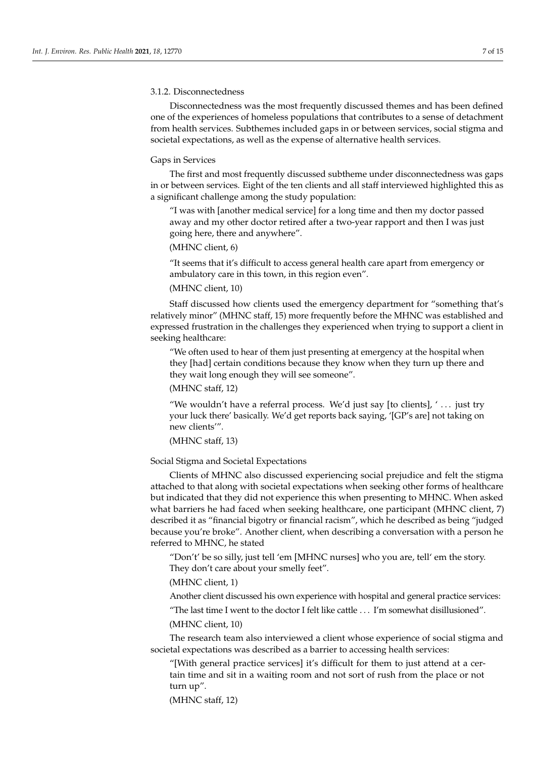#### 3.1.2. Disconnectedness

Disconnectedness was the most frequently discussed themes and has been defined one of the experiences of homeless populations that contributes to a sense of detachment from health services. Subthemes included gaps in or between services, social stigma and societal expectations, as well as the expense of alternative health services.

##### Gaps in Services

The first and most frequently discussed subtheme under disconnectedness was gaps in or between services. Eight of the ten clients and all staff interviewed highlighted this as a significant challenge among the study population:

> "I was with [another medical service] for a long time and then my doctor passed away and my other doctor retired after a two-year rapport and then I was just going here, there and anywhere".
>
> (MHNC client, 6)

> "It seems that it's difficult to access general health care apart from emergency or ambulatory care in this town, in this region even".
>
> (MHNC client, 10)

Staff discussed how clients used the emergency department for "something that's relatively minor" (MHNC staff, 15) more frequently before the MHNC was established and expressed frustration in the challenges they experienced when trying to support a client in seeking healthcare:

> "We often used to hear of them just presenting at emergency at the hospital when they [had] certain conditions because they know when they turn up there and they wait long enough they will see someone".
>
> (MHNC staff, 12)

> "We wouldn't have a referral process. We'd just say [to clients], ' ... just try your luck there' basically. We'd get reports back saying, '[GP's are] not taking on new clients'".
>
> (MHNC staff, 13)

##### Social Stigma and Societal Expectations

Clients of MHNC also discussed experiencing social prejudice and felt the stigma attached to that along with societal expectations when seeking other forms of healthcare but indicated that they did not experience this when presenting to MHNC. When asked what barriers he had faced when seeking healthcare, one participant (MHNC client, 7) described it as "financial bigotry or financial racism", which he described as being "judged because you're broke". Another client, when describing a conversation with a person he referred to MHNC, he stated

> "Don't' be so silly, just tell 'em [MHNC nurses] who you are, tell' em the story. They don't care about your smelly feet".
>
> (MHNC client, 1)

Another client discussed his own experience with hospital and general practice services:

> "The last time I went to the doctor I felt like cattle ... I'm somewhat disillusioned".
>
> (MHNC client, 10)

The research team also interviewed a client whose experience of social stigma and societal expectations was described as a barrier to accessing health services:

> "[With general practice services] it's difficult for them to just attend at a certain time and sit in a waiting room and not sort of rush from the place or not turn up".
>
> (MHNC staff, 12)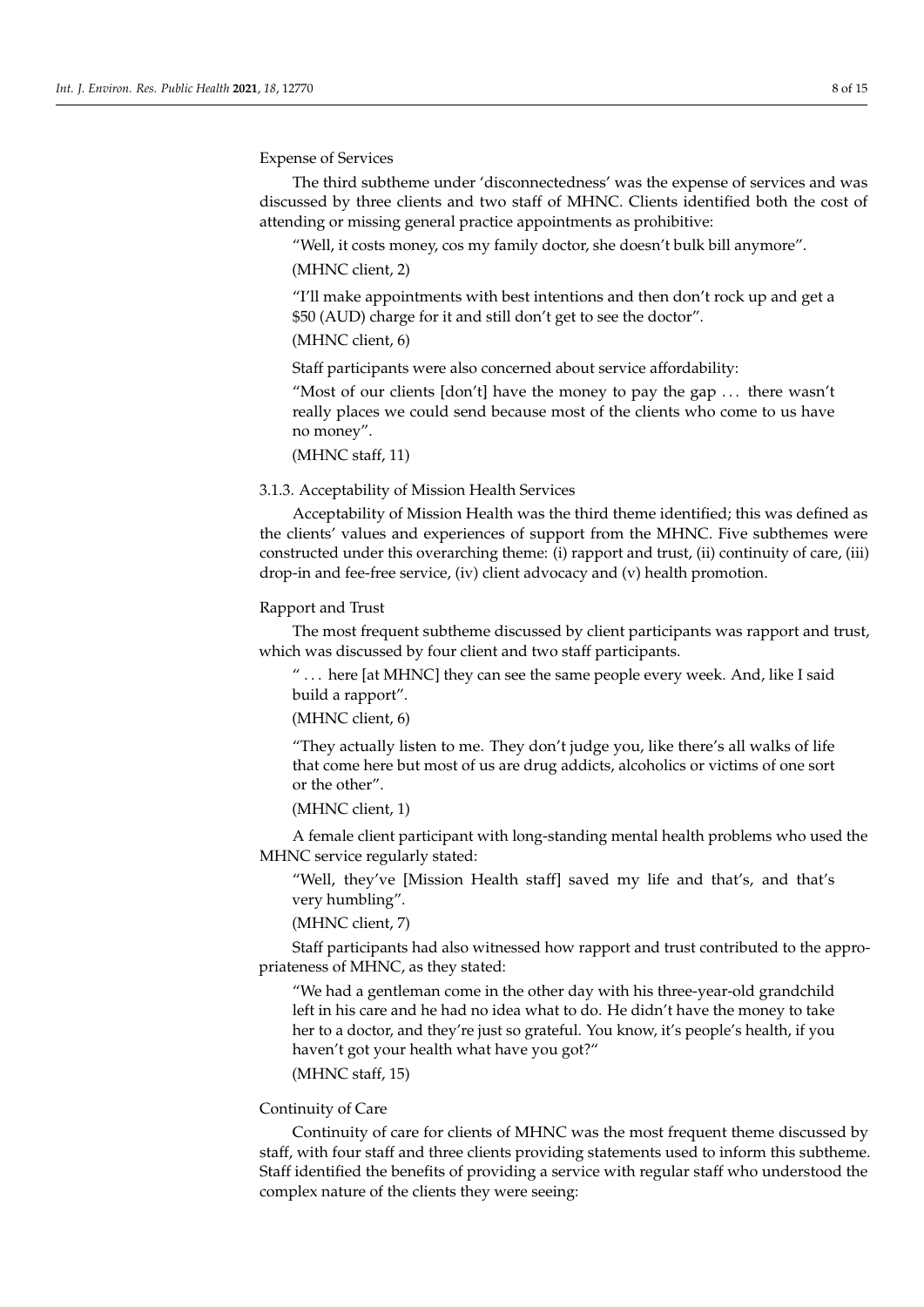#### Expense of Services

The third subtheme under 'disconnectedness' was the expense of services and was discussed by three clients and two staff of MHNC. Clients identified both the cost of attending or missing general practice appointments as prohibitive:

> "Well, it costs money, cos my family doctor, she doesn't bulk bill anymore".
>
> (MHNC client, 2)

> "I'll make appointments with best intentions and then don't rock up and get a $50 (AUD) charge for it and still don't get to see the doctor".
>
> (MHNC client, 6)

Staff participants were also concerned about service affordability:

> "Most of our clients [don't] have the money to pay the gap ... there wasn't really places we could send because most of the clients who come to us have no money".
>
> (MHNC staff, 11)

### 3.1.3. Acceptability of Mission Health Services

Acceptability of Mission Health was the third theme identified; this was defined as the clients' values and experiences of support from the MHNC. Five subthemes were constructed under this overarching theme: (i) rapport and trust, (ii) continuity of care, (iii) drop-in and fee-free service, (iv) client advocacy and (v) health promotion.

#### Rapport and Trust

The most frequent subtheme discussed by client participants was rapport and trust, which was discussed by four client and two staff participants.

> " ... here [at MHNC] they can see the same people every week. And, like I said build a rapport".
>
> (MHNC client, 6)

> "They actually listen to me. They don't judge you, like there's all walks of life that come here but most of us are drug addicts, alcoholics or victims of one sort or the other".
>
> (MHNC client, 1)

A female client participant with long-standing mental health problems who used the MHNC service regularly stated:

> "Well, they've [Mission Health staff] saved my life and that's, and that's very humbling".
>
> (MHNC client, 7)

Staff participants had also witnessed how rapport and trust contributed to the appropriateness of MHNC, as they stated:

> "We had a gentleman come in the other day with his three-year-old grandchild left in his care and he had no idea what to do. He didn't have the money to take her to a doctor, and they're just so grateful. You know, it's people's health, if you haven't got your health what have you got?"
>
> (MHNC staff, 15)

#### Continuity of Care

Continuity of care for clients of MHNC was the most frequent theme discussed by staff, with four staff and three clients providing statements used to inform this subtheme. Staff identified the benefits of providing a service with regular staff who understood the complex nature of the clients they were seeing: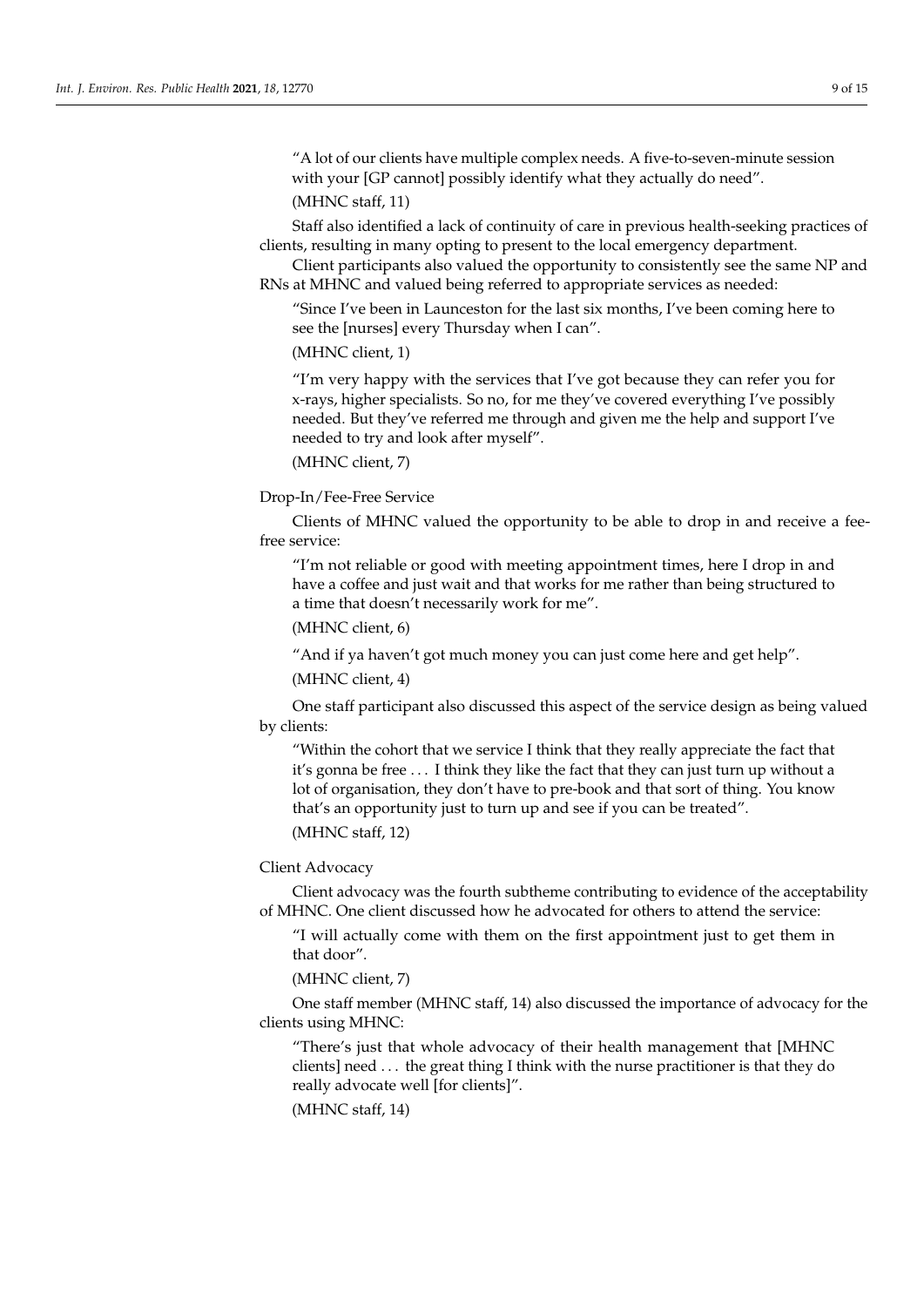> "A lot of our clients have multiple complex needs. A five-to-seven-minute session with your [GP cannot] possibly identify what they actually do need".
>
> (MHNC staff, 11)

Staff also identified a lack of continuity of care in previous health-seeking practices of clients, resulting in many opting to present to the local emergency department.

Client participants also valued the opportunity to consistently see the same NP and RNs at MHNC and valued being referred to appropriate services as needed:

> "Since I've been in Launceston for the last six months, I've been coming here to see the [nurses] every Thursday when I can".
>
> (MHNC client, 1)

> "I'm very happy with the services that I've got because they can refer you for x-rays, higher specialists. So no, for me they've covered everything I've possibly needed. But they've referred me through and given me the help and support I've needed to try and look after myself".
>
> (MHNC client, 7)

Drop-In/Fee-Free Service

Clients of MHNC valued the opportunity to be able to drop in and receive a fee-free service:

> "I'm not reliable or good with meeting appointment times, here I drop in and have a coffee and just wait and that works for me rather than being structured to a time that doesn't necessarily work for me".
>
> (MHNC client, 6)

> "And if ya haven't got much money you can just come here and get help".
>
> (MHNC client, 4)

One staff participant also discussed this aspect of the service design as being valued by clients:

> "Within the cohort that we service I think that they really appreciate the fact that it's gonna be free ... I think they like the fact that they can just turn up without a lot of organisation, they don't have to pre-book and that sort of thing. You know that's an opportunity just to turn up and see if you can be treated".
>
> (MHNC staff, 12)

Client Advocacy

Client advocacy was the fourth subtheme contributing to evidence of the acceptability of MHNC. One client discussed how he advocated for others to attend the service:

> "I will actually come with them on the first appointment just to get them in that door".
>
> (MHNC client, 7)

One staff member (MHNC staff, 14) also discussed the importance of advocacy for the clients using MHNC:

> "There's just that whole advocacy of their health management that [MHNC clients] need ... the great thing I think with the nurse practitioner is that they do really advocate well [for clients]".
>
> (MHNC staff, 14)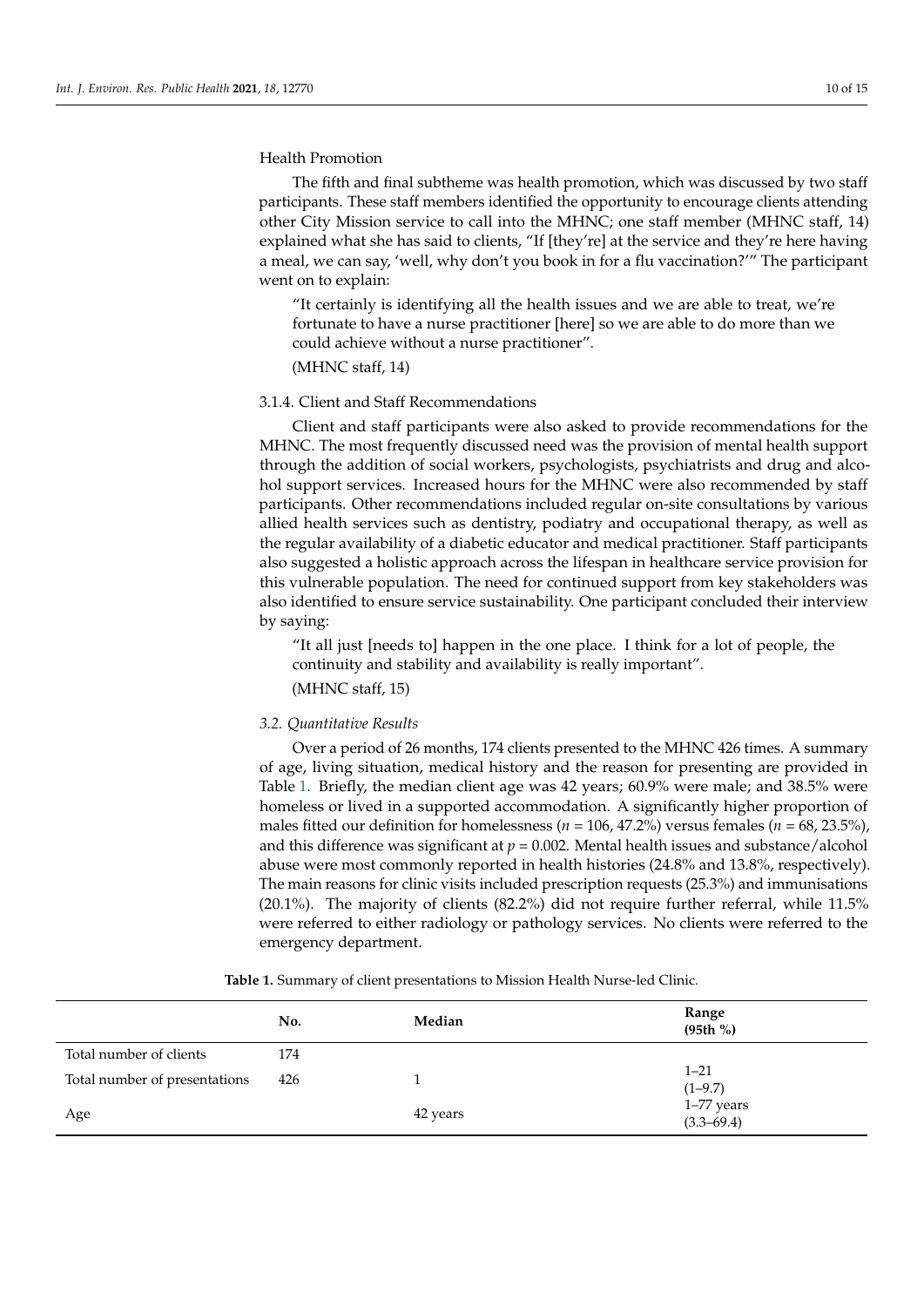Health Promotion

The fifth and final subtheme was health promotion, which was discussed by two staff participants. These staff members identified the opportunity to encourage clients attending other City Mission service to call into the MHNC; one staff member (MHNC staff, 14) explained what she has said to clients, "If [they're] at the service and they're here having a meal, we can say, 'well, why don't you book in for a flu vaccination?'" The participant went on to explain:

> "It certainly is identifying all the health issues and we are able to treat, we're fortunate to have a nurse practitioner [here] so we are able to do more than we could achieve without a nurse practitioner".
>
> (MHNC staff, 14)

### 3.1.4. Client and Staff Recommendations

Client and staff participants were also asked to provide recommendations for the MHNC. The most frequently discussed need was the provision of mental health support through the addition of social workers, psychologists, psychiatrists and drug and alcohol support services. Increased hours for the MHNC were also recommended by staff participants. Other recommendations included regular on-site consultations by various allied health services such as dentistry, podiatry and occupational therapy, as well as the regular availability of a diabetic educator and medical practitioner. Staff participants also suggested a holistic approach across the lifespan in healthcare service provision for this vulnerable population. The need for continued support from key stakeholders was also identified to ensure service sustainability. One participant concluded their interview by saying:

> "It all just [needs to] happen in the one place. I think for a lot of people, the continuity and stability and availability is really important".
>
> (MHNC staff, 15)

### *3.2. Quantitative Results*

Over a period of 26 months, 174 clients presented to the MHNC 426 times. A summary of age, living situation, medical history and the reason for presenting are provided in Table 1. Briefly, the median client age was 42 years; 60.9% were male; and 38.5% were homeless or lived in a supported accommodation. A significantly higher proportion of males fitted our definition for homelessness ($n$ = 106, 47.2%) versus females ($n$ = 68, 23.5%), and this difference was significant at $p$ = 0.002. Mental health issues and substance/alcohol abuse were most commonly reported in health histories (24.8% and 13.8%, respectively). The main reasons for clinic visits included prescription requests (25.3%) and immunisations (20.1%). The majority of clients (82.2%) did not require further referral, while 11.5% were referred to either radiology or pathology services. No clients were referred to the emergency department.

**Table 1.** Summary of client presentations to Mission Health Nurse-led Clinic.

| | No. | Median | Range (95th %) |
|---|---|---|---|
| Total number of clients | 174 | | |
| Total number of presentations | 426 | 1 | 1–21 (1–9.7) |
| Age | | 42 years | 1–77 years (3.3–69.4) |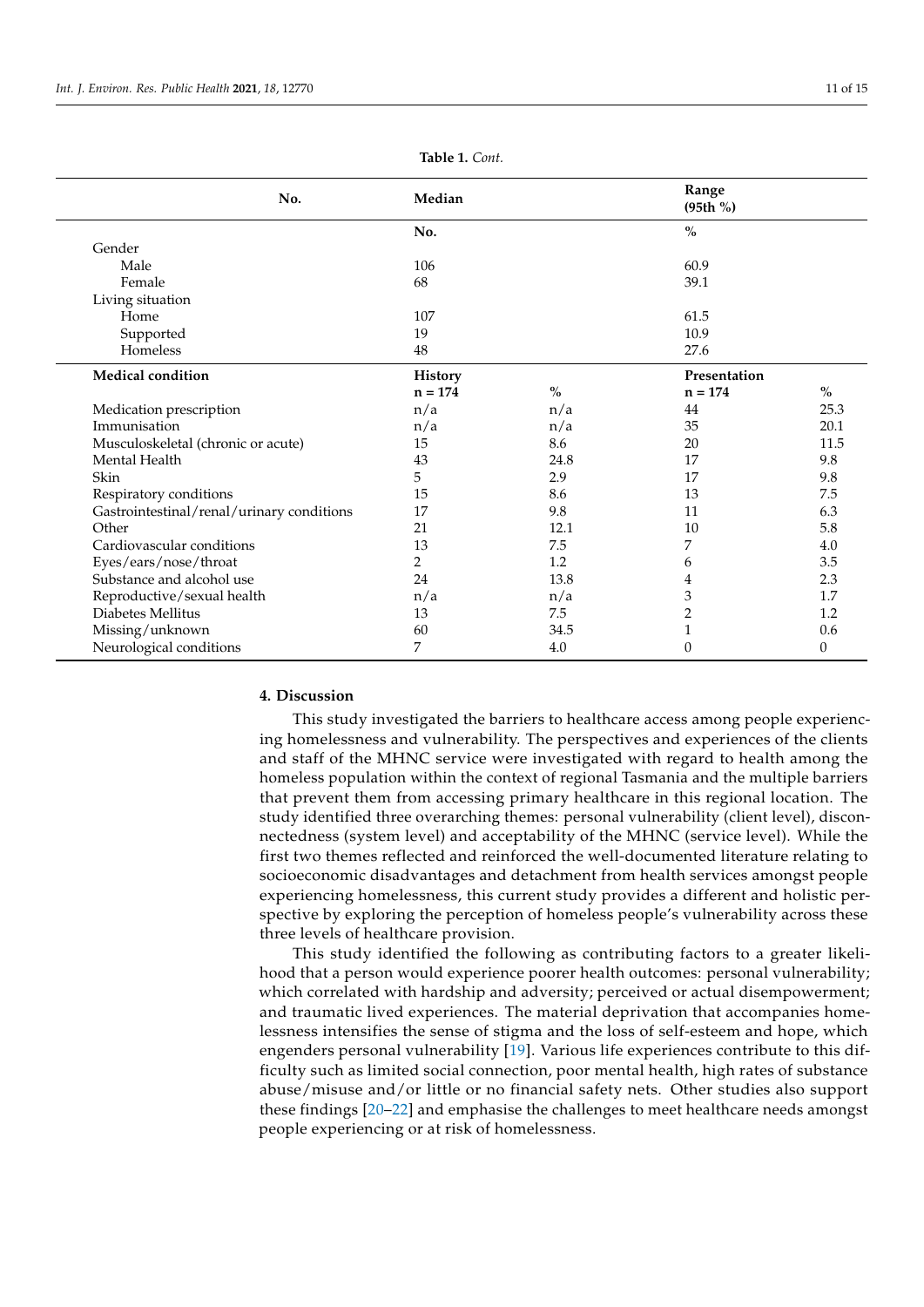**Table 1.** *Cont.*

| No. | Median | | Range (95th %) | |
|---|---|---|---|---|
| | **No.** | | **%** | |
| Gender | | | | |
| Male | 106 | | 60.9 | |
| Female | 68 | | 39.1 | |
| Living situation | | | | |
| Home | 107 | | 61.5 | |
| Supported | 19 | | 10.9 | |
| Homeless | 48 | | 27.6 | |
| **Medical condition** | **History** | | **Presentation** | |
| | **n = 174** | **%** | **n = 174** | **%** |
| Medication prescription | n/a | n/a | 44 | 25.3 |
| Immunisation | n/a | n/a | 35 | 20.1 |
| Musculoskeletal (chronic or acute) | 15 | 8.6 | 20 | 11.5 |
| Mental Health | 43 | 24.8 | 17 | 9.8 |
| Skin | 5 | 2.9 | 17 | 9.8 |
| Respiratory conditions | 15 | 8.6 | 13 | 7.5 |
| Gastrointestinal/renal/urinary conditions | 17 | 9.8 | 11 | 6.3 |
| Other | 21 | 12.1 | 10 | 5.8 |
| Cardiovascular conditions | 13 | 7.5 | 7 | 4.0 |
| Eyes/ears/nose/throat | 2 | 1.2 | 6 | 3.5 |
| Substance and alcohol use | 24 | 13.8 | 4 | 2.3 |
| Reproductive/sexual health | n/a | n/a | 3 | 1.7 |
| Diabetes Mellitus | 13 | 7.5 | 2 | 1.2 |
| Missing/unknown | 60 | 34.5 | 1 | 0.6 |
| Neurological conditions | 7 | 4.0 | 0 | 0 |

## 4. Discussion

This study investigated the barriers to healthcare access among people experiencing homelessness and vulnerability. The perspectives and experiences of the clients and staff of the MHNC service were investigated with regard to health among the homeless population within the context of regional Tasmania and the multiple barriers that prevent them from accessing primary healthcare in this regional location. The study identified three overarching themes: personal vulnerability (client level), disconnectedness (system level) and acceptability of the MHNC (service level). While the first two themes reflected and reinforced the well-documented literature relating to socioeconomic disadvantages and detachment from health services amongst people experiencing homelessness, this current study provides a different and holistic perspective by exploring the perception of homeless people's vulnerability across these three levels of healthcare provision.

This study identified the following as contributing factors to a greater likelihood that a person would experience poorer health outcomes: personal vulnerability; which correlated with hardship and adversity; perceived or actual disempowerment; and traumatic lived experiences. The material deprivation that accompanies homelessness intensifies the sense of stigma and the loss of self-esteem and hope, which engenders personal vulnerability [19]. Various life experiences contribute to this difficulty such as limited social connection, poor mental health, high rates of substance abuse/misuse and/or little or no financial safety nets. Other studies also support these findings [20–22] and emphasise the challenges to meet healthcare needs amongst people experiencing or at risk of homelessness.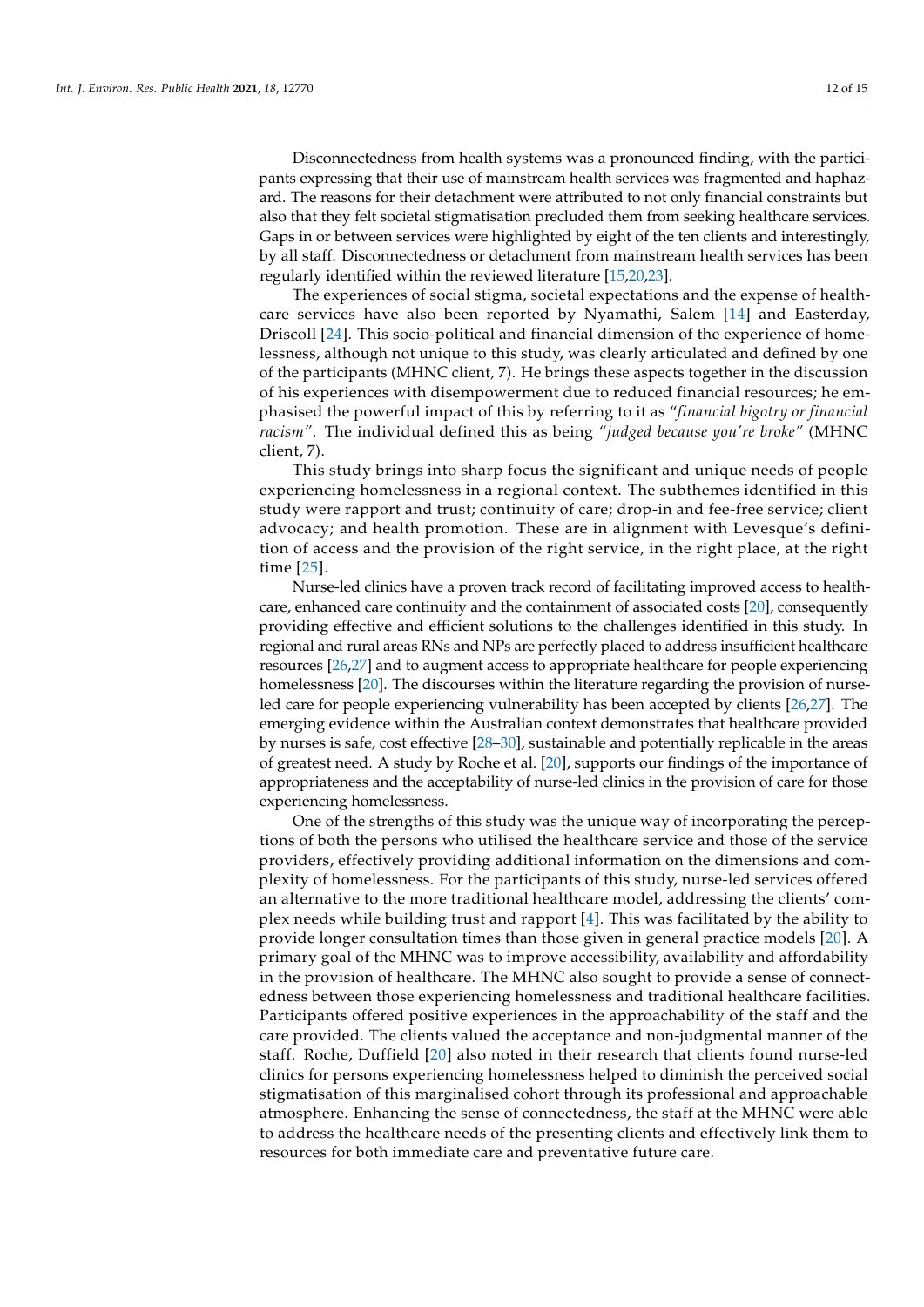Disconnectedness from health systems was a pronounced finding, with the participants expressing that their use of mainstream health services was fragmented and haphazard. The reasons for their detachment were attributed to not only financial constraints but also that they felt societal stigmatisation precluded them from seeking healthcare services. Gaps in or between services were highlighted by eight of the ten clients and interestingly, by all staff. Disconnectedness or detachment from mainstream health services has been regularly identified within the reviewed literature [15,20,23].

The experiences of social stigma, societal expectations and the expense of healthcare services have also been reported by Nyamathi, Salem [14] and Easterday, Driscoll [24]. This socio-political and financial dimension of the experience of homelessness, although not unique to this study, was clearly articulated and defined by one of the participants (MHNC client, 7). He brings these aspects together in the discussion of his experiences with disempowerment due to reduced financial resources; he emphasised the powerful impact of this by referring to it as "*financial bigotry or financial racism*". The individual defined this as being *"judged because you're broke"* (MHNC client, 7).

This study brings into sharp focus the significant and unique needs of people experiencing homelessness in a regional context. The subthemes identified in this study were rapport and trust; continuity of care; drop-in and fee-free service; client advocacy; and health promotion. These are in alignment with Levesque's definition of access and the provision of the right service, in the right place, at the right time [25].

Nurse-led clinics have a proven track record of facilitating improved access to healthcare, enhanced care continuity and the containment of associated costs [20], consequently providing effective and efficient solutions to the challenges identified in this study. In regional and rural areas RNs and NPs are perfectly placed to address insufficient healthcare resources [26,27] and to augment access to appropriate healthcare for people experiencing homelessness [20]. The discourses within the literature regarding the provision of nurse-led care for people experiencing vulnerability has been accepted by clients [26,27]. The emerging evidence within the Australian context demonstrates that healthcare provided by nurses is safe, cost effective [28–30], sustainable and potentially replicable in the areas of greatest need. A study by Roche et al. [20], supports our findings of the importance of appropriateness and the acceptability of nurse-led clinics in the provision of care for those experiencing homelessness.

One of the strengths of this study was the unique way of incorporating the perceptions of both the persons who utilised the healthcare service and those of the service providers, effectively providing additional information on the dimensions and complexity of homelessness. For the participants of this study, nurse-led services offered an alternative to the more traditional healthcare model, addressing the clients' complex needs while building trust and rapport [4]. This was facilitated by the ability to provide longer consultation times than those given in general practice models [20]. A primary goal of the MHNC was to improve accessibility, availability and affordability in the provision of healthcare. The MHNC also sought to provide a sense of connectedness between those experiencing homelessness and traditional healthcare facilities. Participants offered positive experiences in the approachability of the staff and the care provided. The clients valued the acceptance and non-judgmental manner of the staff. Roche, Duffield [20] also noted in their research that clients found nurse-led clinics for persons experiencing homelessness helped to diminish the perceived social stigmatisation of this marginalised cohort through its professional and approachable atmosphere. Enhancing the sense of connectedness, the staff at the MHNC were able to address the healthcare needs of the presenting clients and effectively link them to resources for both immediate care and preventative future care.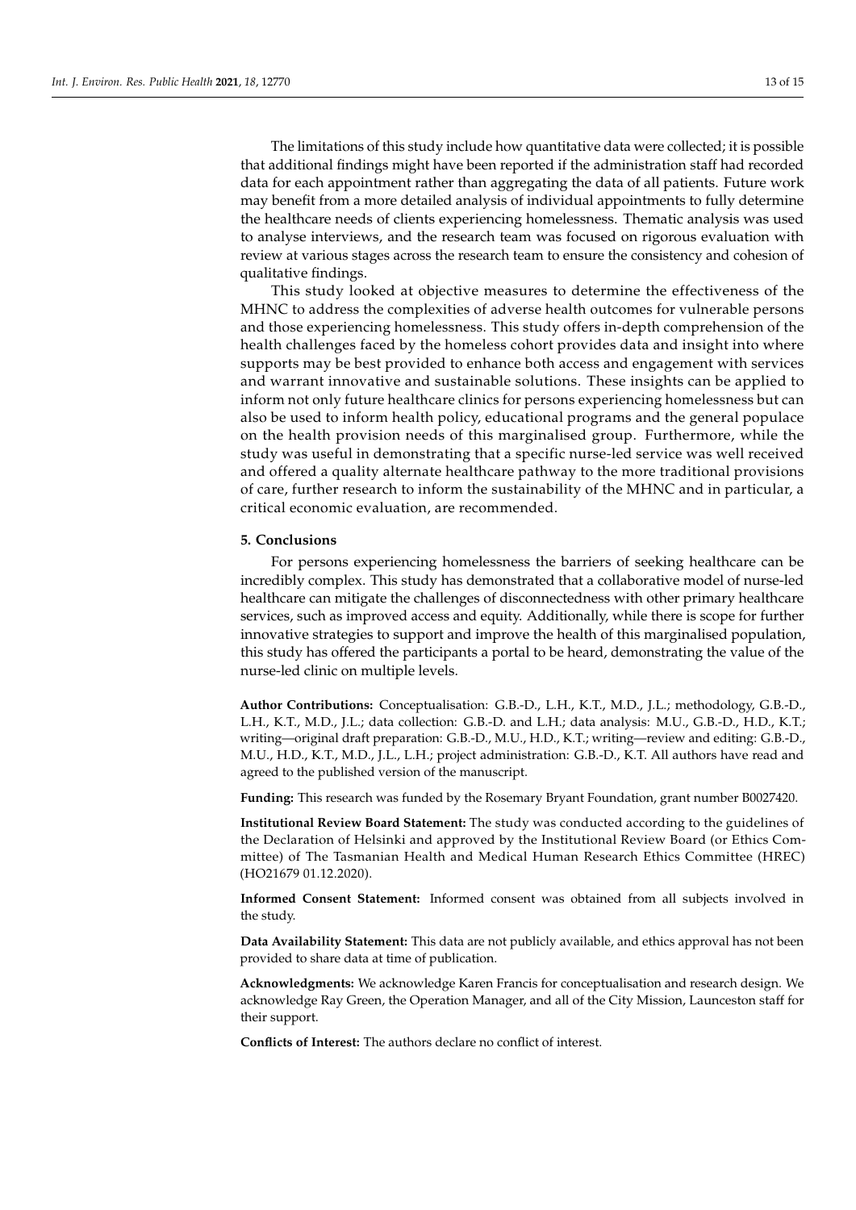The limitations of this study include how quantitative data were collected; it is possible that additional findings might have been reported if the administration staff had recorded data for each appointment rather than aggregating the data of all patients. Future work may benefit from a more detailed analysis of individual appointments to fully determine the healthcare needs of clients experiencing homelessness. Thematic analysis was used to analyse interviews, and the research team was focused on rigorous evaluation with review at various stages across the research team to ensure the consistency and cohesion of qualitative findings.

This study looked at objective measures to determine the effectiveness of the MHNC to address the complexities of adverse health outcomes for vulnerable persons and those experiencing homelessness. This study offers in-depth comprehension of the health challenges faced by the homeless cohort provides data and insight into where supports may be best provided to enhance both access and engagement with services and warrant innovative and sustainable solutions. These insights can be applied to inform not only future healthcare clinics for persons experiencing homelessness but can also be used to inform health policy, educational programs and the general populace on the health provision needs of this marginalised group. Furthermore, while the study was useful in demonstrating that a specific nurse-led service was well received and offered a quality alternate healthcare pathway to the more traditional provisions of care, further research to inform the sustainability of the MHNC and in particular, a critical economic evaluation, are recommended.

## 5. Conclusions

For persons experiencing homelessness the barriers of seeking healthcare can be incredibly complex. This study has demonstrated that a collaborative model of nurse-led healthcare can mitigate the challenges of disconnectedness with other primary healthcare services, such as improved access and equity. Additionally, while there is scope for further innovative strategies to support and improve the health of this marginalised population, this study has offered the participants a portal to be heard, demonstrating the value of the nurse-led clinic on multiple levels.

**Author Contributions:** Conceptualisation: G.B.-D., L.H., K.T., M.D., J.L.; methodology, G.B.-D., L.H., K.T., M.D., J.L.; data collection: G.B.-D. and L.H.; data analysis: M.U., G.B.-D., H.D., K.T.; writing—original draft preparation: G.B.-D., M.U., H.D., K.T.; writing—review and editing: G.B.-D., M.U., H.D., K.T., M.D., J.L., L.H.; project administration: G.B.-D., K.T. All authors have read and agreed to the published version of the manuscript.

**Funding:** This research was funded by the Rosemary Bryant Foundation, grant number B0027420.

**Institutional Review Board Statement:** The study was conducted according to the guidelines of the Declaration of Helsinki and approved by the Institutional Review Board (or Ethics Committee) of The Tasmanian Health and Medical Human Research Ethics Committee (HREC) (HO21679 01.12.2020).

**Informed Consent Statement:** Informed consent was obtained from all subjects involved in the study.

**Data Availability Statement:** This data are not publicly available, and ethics approval has not been provided to share data at time of publication.

**Acknowledgments:** We acknowledge Karen Francis for conceptualisation and research design. We acknowledge Ray Green, the Operation Manager, and all of the City Mission, Launceston staff for their support.

**Conflicts of Interest:** The authors declare no conflict of interest.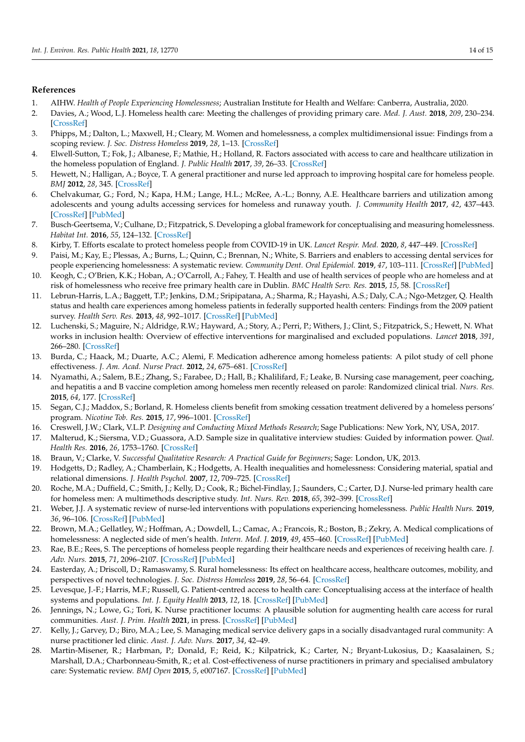## References

1. AIHW. *Health of People Experiencing Homelessness*; Australian Institute for Health and Welfare: Canberra, Australia, 2020.
2. Davies, A.; Wood, L.J. Homeless health care: Meeting the challenges of providing primary care. *Med. J. Aust.* **2018**, *209*, 230–234. [CrossRef]
3. Phipps, M.; Dalton, L.; Maxwell, H.; Cleary, M. Women and homelessness, a complex multidimensional issue: Findings from a scoping review. *J. Soc. Distress Homeless* **2019**, *28*, 1–13. [CrossRef]
4. Elwell-Sutton, T.; Fok, J.; Albanese, F.; Mathie, H.; Holland, R. Factors associated with access to care and healthcare utilization in the homeless population of England. *J. Public Health* **2017**, *39*, 26–33. [CrossRef]
5. Hewett, N.; Halligan, A.; Boyce, T. A general practitioner and nurse led approach to improving hospital care for homeless people. *BMJ* **2012**, *28*, 345. [CrossRef]
6. Chelvakumar, G.; Ford, N.; Kapa, H.M.; Lange, H.L.; McRee, A.-L.; Bonny, A.E. Healthcare barriers and utilization among adolescents and young adults accessing services for homeless and runaway youth. *J. Community Health* **2017**, *42*, 437–443. [CrossRef] [PubMed]
7. Busch-Geertsema, V.; Culhane, D.; Fitzpatrick, S. Developing a global framework for conceptualising and measuring homelessness. *Habitat Int.* **2016**, *55*, 124–132. [CrossRef]
8. Kirby, T. Efforts escalate to protect homeless people from COVID-19 in UK. *Lancet Respir. Med.* **2020**, *8*, 447–449. [CrossRef]
9. Paisi, M.; Kay, E.; Plessas, A.; Burns, L.; Quinn, C.; Brennan, N.; White, S. Barriers and enablers to accessing dental services for people experiencing homelessness: A systematic review. *Community Dent. Oral Epidemiol.* **2019**, *47*, 103–111. [CrossRef] [PubMed]
10. Keogh, C.; O'Brien, K.K.; Hoban, A.; O'Carroll, A.; Fahey, T. Health and use of health services of people who are homeless and at risk of homelessness who receive free primary health care in Dublin. *BMC Health Serv. Res.* **2015**, *15*, 58. [CrossRef]
11. Lebrun-Harris, L.A.; Baggett, T.P.; Jenkins, D.M.; Sripipatana, A.; Sharma, R.; Hayashi, A.S.; Daly, C.A.; Ngo-Metzger, Q. Health status and health care experiences among homeless patients in federally supported health centers: Findings from the 2009 patient survey. *Health Serv. Res.* **2013**, *48*, 992–1017. [CrossRef] [PubMed]
12. Luchenski, S.; Maguire, N.; Aldridge, R.W.; Hayward, A.; Story, A.; Perri, P.; Withers, J.; Clint, S.; Fitzpatrick, S.; Hewett, N. What works in inclusion health: Overview of effective interventions for marginalised and excluded populations. *Lancet* **2018**, *391*, 266–280. [CrossRef]
13. Burda, C.; Haack, M.; Duarte, A.C.; Alemi, F. Medication adherence among homeless patients: A pilot study of cell phone effectiveness. *J. Am. Acad. Nurse Pract.* **2012**, *24*, 675–681. [CrossRef]
14. Nyamathi, A.; Salem, B.E.; Zhang, S.; Farabee, D.; Hall, B.; Khalilifard, F.; Leake, B. Nursing case management, peer coaching, and hepatitis a and B vaccine completion among homeless men recently released on parole: Randomized clinical trial. *Nurs. Res.* **2015**, *64*, 177. [CrossRef]
15. Segan, C.J.; Maddox, S.; Borland, R. Homeless clients benefit from smoking cessation treatment delivered by a homeless persons' program. *Nicotine Tob. Res.* **2015**, *17*, 996–1001. [CrossRef]
16. Creswell, J.W.; Clark, V.L.P. *Designing and Conducting Mixed Methods Research*; Sage Publications: New York, NY, USA, 2017.
17. Malterud, K.; Siersma, V.D.; Guassora, A.D. Sample size in qualitative interview studies: Guided by information power. *Qual. Health Res.* **2016**, *26*, 1753–1760. [CrossRef]
18. Braun, V.; Clarke, V. *Successful Qualitative Research: A Practical Guide for Beginners*; Sage: London, UK, 2013.
19. Hodgetts, D.; Radley, A.; Chamberlain, K.; Hodgetts, A. Health inequalities and homelessness: Considering material, spatial and relational dimensions. *J. Health Psychol.* **2007**, *12*, 709–725. [CrossRef]
20. Roche, M.A.; Duffield, C.; Smith, J.; Kelly, D.; Cook, R.; Bichel-Findlay, J.; Saunders, C.; Carter, D.J. Nurse-led primary health care for homeless men: A multimethods descriptive study. *Int. Nurs. Rev.* **2018**, *65*, 392–399. [CrossRef]
21. Weber, J.J. A systematic review of nurse-led interventions with populations experiencing homelessness. *Public Health Nurs.* **2019**, *36*, 96–106. [CrossRef] [PubMed]
22. Brown, M.A.; Gellatley, W.; Hoffman, A.; Dowdell, L.; Camac, A.; Francois, R.; Boston, B.; Zekry, A. Medical complications of homelessness: A neglected side of men's health. *Intern. Med. J.* **2019**, *49*, 455–460. [CrossRef] [PubMed]
23. Rae, B.E.; Rees, S. The perceptions of homeless people regarding their healthcare needs and experiences of receiving health care. *J. Adv. Nurs.* **2015**, *71*, 2096–2107. [CrossRef] [PubMed]
24. Easterday, A.; Driscoll, D.; Ramaswamy, S. Rural homelessness: Its effect on healthcare access, healthcare outcomes, mobility, and perspectives of novel technologies. *J. Soc. Distress Homeless* **2019**, *28*, 56–64. [CrossRef]
25. Levesque, J.-F.; Harris, M.F.; Russell, G. Patient-centred access to health care: Conceptualising access at the interface of health systems and populations. *Int. J. Equity Health* **2013**, *12*, 18. [CrossRef] [PubMed]
26. Jennings, N.; Lowe, G.; Tori, K. Nurse practitioner locums: A plausible solution for augmenting health care access for rural communities. *Aust. J. Prim. Health* **2021**, in press. [CrossRef] [PubMed]
27. Kelly, J.; Garvey, D.; Biro, M.A.; Lee, S. Managing medical service delivery gaps in a socially disadvantaged rural community: A nurse practitioner led clinic. *Aust. J. Adv. Nurs.* **2017**, *34*, 42–49.
28. Martin-Misener, R.; Harbman, P.; Donald, F.; Reid, K.; Kilpatrick, K.; Carter, N.; Bryant-Lukosius, D.; Kaasalainen, S.; Marshall, D.A.; Charbonneau-Smith, R.; et al. Cost-effectiveness of nurse practitioners in primary and specialised ambulatory care: Systematic review. *BMJ Open* **2015**, *5*, e007167. [CrossRef] [PubMed]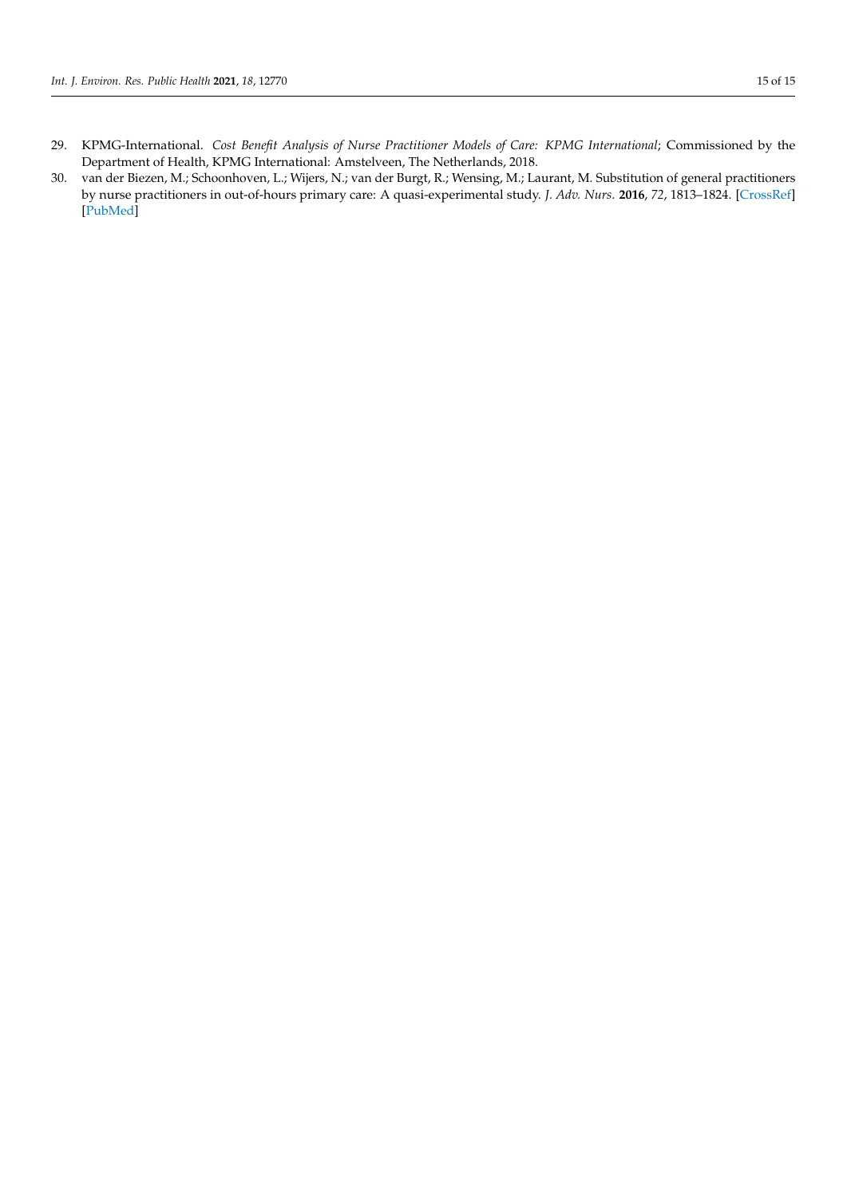29. KPMG-International. *Cost Benefit Analysis of Nurse Practitioner Models of Care: KPMG International*; Commissioned by the Department of Health, KPMG International: Amstelveen, The Netherlands, 2018.
30. van der Biezen, M.; Schoonhoven, L.; Wijers, N.; van der Burgt, R.; Wensing, M.; Laurant, M. Substitution of general practitioners by nurse practitioners in out-of-hours primary care: A quasi-experimental study. *J. Adv. Nurs.* **2016**, *72*, 1813–1824. [CrossRef] [PubMed]